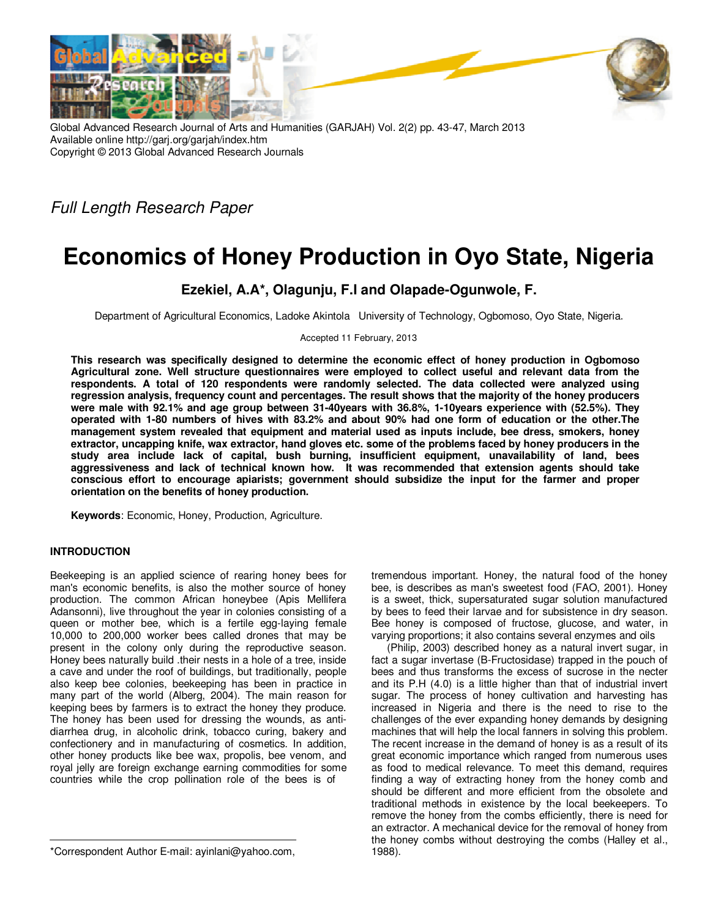Global Advanced Research Journal of Arts and Humanities (GARJAH) Vol. 2(2) pp. 43-47, March 2013
Available online http://garj.org/garjah/index.htm
Copyright © 2013 Global Advanced Research Journals

*Full Length Research Paper*

# Economics of Honey Production in Oyo State, Nigeria

**Ezekiel, A.A*, Olagunju, F.I and Olapade-Ogunwole, F.**

Department of Agricultural Economics, Ladoke Akintola University of Technology, Ogbomoso, Oyo State, Nigeria.

Accepted 11 February, 2013

**This research was specifically designed to determine the economic effect of honey production in Ogbomoso Agricultural zone. Well structure questionnaires were employed to collect useful and relevant data from the respondents. A total of 120 respondents were randomly selected. The data collected were analyzed using regression analysis, frequency count and percentages. The result shows that the majority of the honey producers were male with 92.1% and age group between 31-40years with 36.8%, 1-10years experience with (52.5%). They operated with 1-80 numbers of hives with 83.2% and about 90% had one form of education or the other.The management system revealed that equipment and material used as inputs include, bee dress, smokers, honey extractor, uncapping knife, wax extractor, hand gloves etc. some of the problems faced by honey producers in the study area include lack of capital, bush burning, insufficient equipment, unavailability of land, bees aggressiveness and lack of technical known how. It was recommended that extension agents should take conscious effort to encourage apiarists; government should subsidize the input for the farmer and proper orientation on the benefits of honey production.**

**Keywords**: Economic, Honey, Production, Agriculture.

## INTRODUCTION

Beekeeping is an applied science of rearing honey bees for man's economic benefits, is also the mother source of honey production. The common African honeybee (Apis Mellifera Adansonni), live throughout the year in colonies consisting of a queen or mother bee, which is a fertile egg-laying female 10,000 to 200,000 worker bees called drones that may be present in the colony only during the reproductive season. Honey bees naturally build .their nests in a hole of a tree, inside a cave and under the roof of buildings, but traditionally, people also keep bee colonies, beekeeping has been in practice in many part of the world (Alberg, 2004). The main reason for keeping bees by farmers is to extract the honey they produce. The honey has been used for dressing the wounds, as anti-diarrhea drug, in alcoholic drink, tobacco curing, bakery and confectionery and in manufacturing of cosmetics. In addition, other honey products like bee wax, propolis, bee venom, and royal jelly are foreign exchange earning commodities for some countries while the crop pollination role of the bees is of tremendous important. Honey, the natural food of the honey bee, is describes as man's sweetest food (FAO, 2001). Honey is a sweet, thick, supersaturated sugar solution manufactured by bees to feed their larvae and for subsistence in dry season. Bee honey is composed of fructose, glucose, and water, in varying proportions; it also contains several enzymes and oils

(Philip, 2003) described honey as a natural invert sugar, in fact a sugar invertase (B-Fructosidase) trapped in the pouch of bees and thus transforms the excess of sucrose in the necter and its P.H (4.0) is a little higher than that of industrial invert sugar. The process of honey cultivation and harvesting has increased in Nigeria and there is the need to rise to the challenges of the ever expanding honey demands by designing machines that will help the local fanners in solving this problem. The recent increase in the demand of honey is as a result of its great economic importance which ranged from numerous uses as food to medical relevance. To meet this demand, requires finding a way of extracting honey from the honey comb and should be different and more efficient from the obsolete and traditional methods in existence by the local beekeepers. To remove the honey from the combs efficiently, there is need for an extractor. A mechanical device for the removal of honey from the honey combs without destroying the combs (Halley et al., 1988).

*Correspondent Author E-mail: ayinlani@yahoo.com,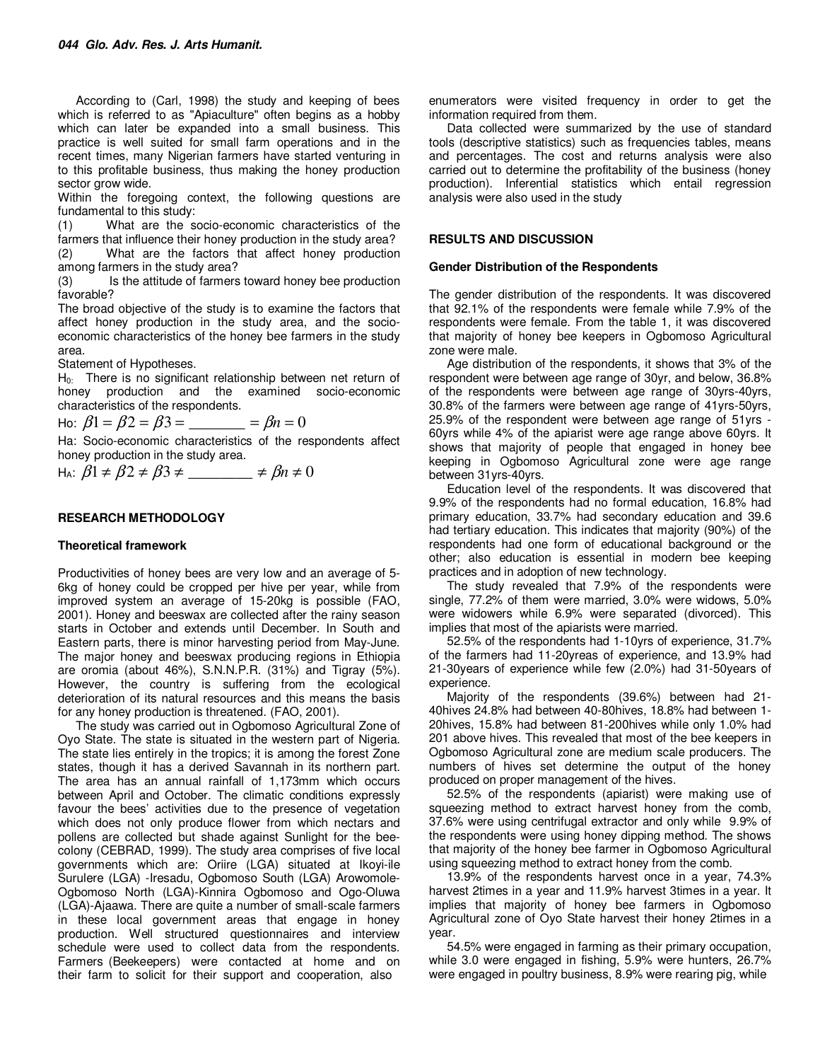According to (Carl, 1998) the study and keeping of bees which is referred to as "Apiaculture" often begins as a hobby which can later be expanded into a small business. This practice is well suited for small farm operations and in the recent times, many Nigerian farmers have started venturing in to this profitable business, thus making the honey production sector grow wide.

Within the foregoing context, the following questions are fundamental to this study:

(1) What are the socio-economic characteristics of the farmers that influence their honey production in the study area?

(2) What are the factors that affect honey production among farmers in the study area?

(3) Is the attitude of farmers toward honey bee production favorable?

The broad objective of the study is to examine the factors that affect honey production in the study area, and the socio-economic characteristics of the honey bee farmers in the study area.

Statement of Hypotheses.

$H_0$: There is no significant relationship between net return of honey production and the examined socio-economic characteristics of the respondents.

Ho: $\beta 1 = \beta 2 = \beta 3 = \_\_\_\_\_\_\_ = \beta n = 0$

Ha: Socio-economic characteristics of the respondents affect honey production in the study area.

$H_A$: $\beta 1 \neq \beta 2 \neq \beta 3 \neq \_\_\_\_\_\_\_\_ \neq \beta n \neq 0$

## RESEARCH METHODOLOGY

### Theoretical framework

Productivities of honey bees are very low and an average of 5-6kg of honey could be cropped per hive per year, while from improved system an average of 15-20kg is possible (FAO, 2001). Honey and beeswax are collected after the rainy season starts in October and extends until December. In South and Eastern parts, there is minor harvesting period from May-June. The major honey and beeswax producing regions in Ethiopia are oromia (about 46%), S.N.N.P.R. (31%) and Tigray (5%). However, the country is suffering from the ecological deterioration of its natural resources and this means the basis for any honey production is threatened. (FAO, 2001).

The study was carried out in Ogbomoso Agricultural Zone of Oyo State. The state is situated in the western part of Nigeria. The state lies entirely in the tropics; it is among the forest Zone states, though it has a derived Savannah in its northern part. The area has an annual rainfall of 1,173mm which occurs between April and October. The climatic conditions expressly favour the bees' activities due to the presence of vegetation which does not only produce flower from which nectars and pollens are collected but shade against Sunlight for the bee-colony (CEBRAD, 1999). The study area comprises of five local governments which are: Oriire (LGA) situated at Ikoyi-ile Surulere (LGA) -Iresadu, Ogbomoso South (LGA) Arowomole-Ogbomoso North (LGA)-Kinnira Ogbomoso and Ogo-Oluwa (LGA)-Ajaawa. There are quite a number of small-scale farmers in these local government areas that engage in honey production. Well structured questionnaires and interview schedule were used to collect data from the respondents. Farmers (Beekeepers) were contacted at home and on their farm to solicit for their support and cooperation, also enumerators were visited frequency in order to get the information required from them.

Data collected were summarized by the use of standard tools (descriptive statistics) such as frequencies tables, means and percentages. The cost and returns analysis were also carried out to determine the profitability of the business (honey production). Inferential statistics which entail regression analysis were also used in the study

## RESULTS AND DISCUSSION

### Gender Distribution of the Respondents

The gender distribution of the respondents. It was discovered that 92.1% of the respondents were female while 7.9% of the respondents were female. From the table 1, it was discovered that majority of honey bee keepers in Ogbomoso Agricultural zone were male.

Age distribution of the respondents, it shows that 3% of the respondent were between age range of 30yr, and below, 36.8% of the respondents were between age range of 30yrs-40yrs, 30.8% of the farmers were between age range of 41yrs-50yrs, 25.9% of the respondent were between age range of 51yrs - 60yrs while 4% of the apiarist were age range above 60yrs. It shows that majority of people that engaged in honey bee keeping in Ogbomoso Agricultural zone were age range between 31yrs-40yrs.

Education level of the respondents. It was discovered that 9.9% of the respondents had no formal education, 16.8% had primary education, 33.7% had secondary education and 39.6 had tertiary education. This indicates that majority (90%) of the respondents had one form of educational background or the other; also education is essential in modern bee keeping practices and in adoption of new technology.

The study revealed that 7.9% of the respondents were single, 77.2% of them were married, 3.0% were widows, 5.0% were widowers while 6.9% were separated (divorced). This implies that most of the apiarists were married.

52.5% of the respondents had 1-10yrs of experience, 31.7% of the farmers had 11-20yreas of experience, and 13.9% had 21-30years of experience while few (2.0%) had 31-50years of experience.

Majority of the respondents (39.6%) between had 21-40hives 24.8% had between 40-80hives, 18.8% had between 1-20hives, 15.8% had between 81-200hives while only 1.0% had 201 above hives. This revealed that most of the bee keepers in Ogbomoso Agricultural zone are medium scale producers. The numbers of hives set determine the output of the honey produced on proper management of the hives.

52.5% of the respondents (apiarist) were making use of squeezing method to extract harvest honey from the comb, 37.6% were using centrifugal extractor and only while 9.9% of the respondents were using honey dipping method. The shows that majority of the honey bee farmer in Ogbomoso Agricultural using squeezing method to extract honey from the comb.

13.9% of the respondents harvest once in a year, 74.3% harvest 2times in a year and 11.9% harvest 3times in a year. It implies that majority of honey bee farmers in Ogbomoso Agricultural zone of Oyo State harvest their honey 2times in a year.

54.5% were engaged in farming as their primary occupation, while 3.0 were engaged in fishing, 5.9% were hunters, 26.7% were engaged in poultry business, 8.9% were rearing pig, while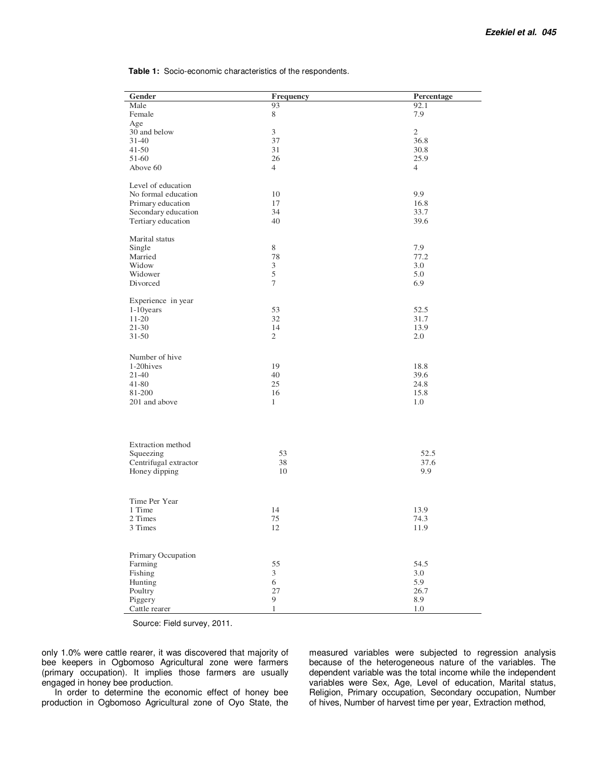**Table 1:** Socio-economic characteristics of the respondents.

| Gender | Frequency | Percentage |
|---|---|---|
| Male | 93 | 92.1 |
| Female | 8 | 7.9 |
| Age | | |
| 30 and below | 3 | 2 |
| 31-40 | 37 | 36.8 |
| 41-50 | 31 | 30.8 |
| 51-60 | 26 | 25.9 |
| Above 60 | 4 | 4 |
| Level of education | | |
| No formal education | 10 | 9.9 |
| Primary education | 17 | 16.8 |
| Secondary education | 34 | 33.7 |
| Tertiary education | 40 | 39.6 |
| Marital status | | |
| Single | 8 | 7.9 |
| Married | 78 | 77.2 |
| Widow | 3 | 3.0 |
| Widower | 5 | 5.0 |
| Divorced | 7 | 6.9 |
| Experience in year | | |
| 1-10years | 53 | 52.5 |
| 11-20 | 32 | 31.7 |
| 21-30 | 14 | 13.9 |
| 31-50 | 2 | 2.0 |
| Number of hive | | |
| 1-20hives | 19 | 18.8 |
| 21-40 | 40 | 39.6 |
| 41-80 | 25 | 24.8 |
| 81-200 | 16 | 15.8 |
| 201 and above | 1 | 1.0 |
| Extraction method | | |
| Squeezing | 53 | 52.5 |
| Centrifugal extractor | 38 | 37.6 |
| Honey dipping | 10 | 9.9 |
| Time Per Year | | |
| 1 Time | 14 | 13.9 |
| 2 Times | 75 | 74.3 |
| 3 Times | 12 | 11.9 |
| Primary Occupation | | |
| Farming | 55 | 54.5 |
| Fishing | 3 | 3.0 |
| Hunting | 6 | 5.9 |
| Poultry | 27 | 26.7 |
| Piggery | 9 | 8.9 |
| Cattle rearer | 1 | 1.0 |

Source: Field survey, 2011.

only 1.0% were cattle rearer, it was discovered that majority of bee keepers in Ogbomoso Agricultural zone were farmers (primary occupation). It implies those farmers are usually engaged in honey bee production.

In order to determine the economic effect of honey bee production in Ogbomoso Agricultural zone of Oyo State, the measured variables were subjected to regression analysis because of the heterogeneous nature of the variables. The dependent variable was the total income while the independent variables were Sex, Age, Level of education, Marital status, Religion, Primary occupation, Secondary occupation, Number of hives, Number of harvest time per year, Extraction method,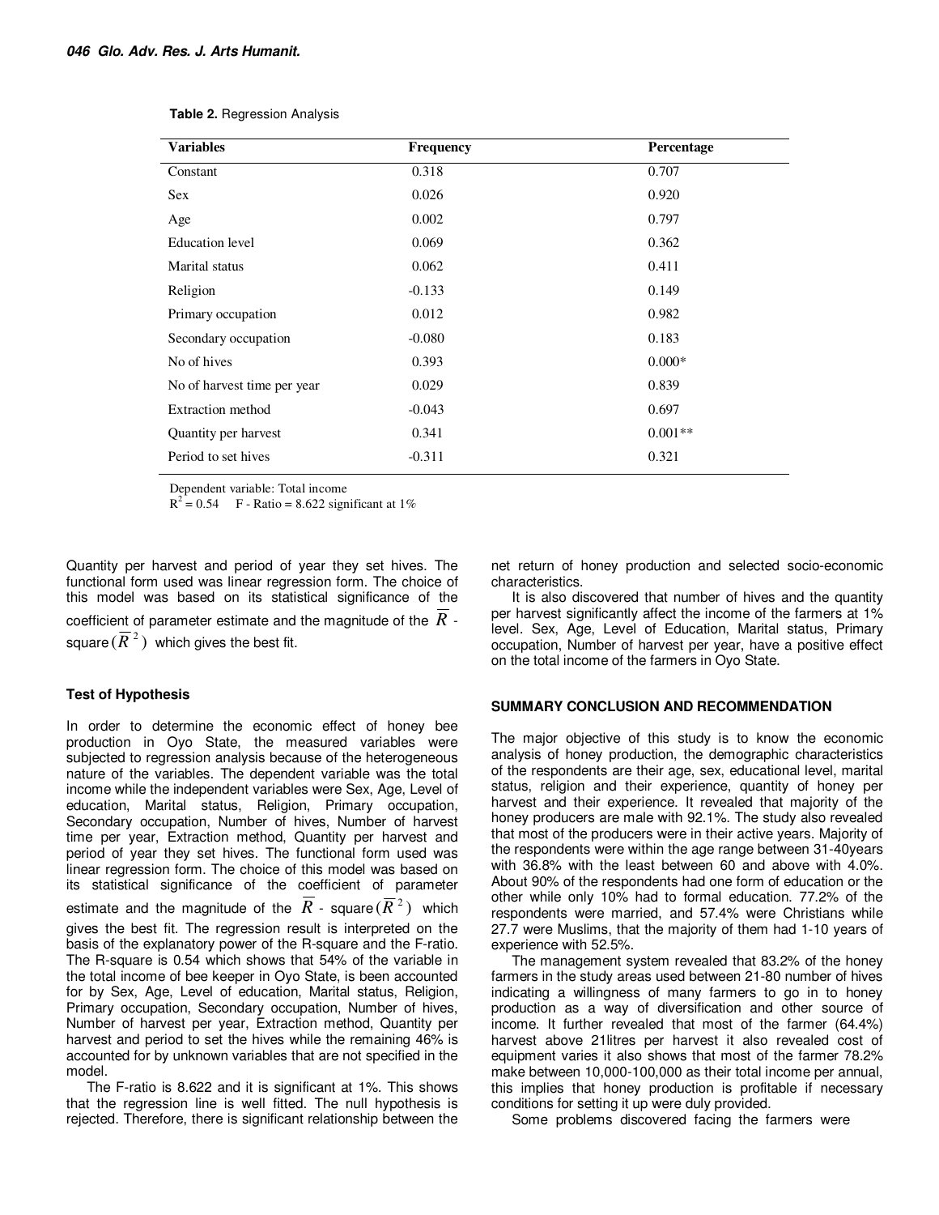**Table 2.** Regression Analysis

| Variables | Frequency | Percentage |
|---|---|---|
| Constant | 0.318 | 0.707 |
| Sex | 0.026 | 0.920 |
| Age | 0.002 | 0.797 |
| Education level | 0.069 | 0.362 |
| Marital status | 0.062 | 0.411 |
| Religion | -0.133 | 0.149 |
| Primary occupation | 0.012 | 0.982 |
| Secondary occupation | -0.080 | 0.183 |
| No of hives | 0.393 | 0.000* |
| No of harvest time per year | 0.029 | 0.839 |
| Extraction method | -0.043 | 0.697 |
| Quantity per harvest | 0.341 | 0.001** |
| Period to set hives | -0.311 | 0.321 |

Dependent variable: Total income
$R^2 = 0.54$ F - Ratio = 8.622 significant at 1%

Quantity per harvest and period of year they set hives. The functional form used was linear regression form. The choice of this model was based on its statistical significance of the coefficient of parameter estimate and the magnitude of the $\bar{R}$ - square ($\bar{R}^2$) which gives the best fit.

### Test of Hypothesis

In order to determine the economic effect of honey bee production in Oyo State, the measured variables were subjected to regression analysis because of the heterogeneous nature of the variables. The dependent variable was the total income while the independent variables were Sex, Age, Level of education, Marital status, Religion, Primary occupation, Secondary occupation, Number of hives, Number of harvest time per year, Extraction method, Quantity per harvest and period of year they set hives. The functional form used was linear regression form. The choice of this model was based on its statistical significance of the coefficient of parameter estimate and the magnitude of the $\bar{R}$ - square ($\bar{R}^2$) which gives the best fit. The regression result is interpreted on the basis of the explanatory power of the R-square and the F-ratio. The R-square is 0.54 which shows that 54% of the variable in the total income of bee keeper in Oyo State, is been accounted for by Sex, Age, Level of education, Marital status, Religion, Primary occupation, Secondary occupation, Number of hives, Number of harvest per year, Extraction method, Quantity per harvest and period to set the hives while the remaining 46% is accounted for by unknown variables that are not specified in the model.

The F-ratio is 8.622 and it is significant at 1%. This shows that the regression line is well fitted. The null hypothesis is rejected. Therefore, there is significant relationship between the net return of honey production and selected socio-economic characteristics.

It is also discovered that number of hives and the quantity per harvest significantly affect the income of the farmers at 1% level. Sex, Age, Level of Education, Marital status, Primary occupation, Number of harvest per year, have a positive effect on the total income of the farmers in Oyo State.

## SUMMARY CONCLUSION AND RECOMMENDATION

The major objective of this study is to know the economic analysis of honey production, the demographic characteristics of the respondents are their age, sex, educational level, marital status, religion and their experience, quantity of honey per harvest and their experience. It revealed that majority of the honey producers are male with 92.1%. The study also revealed that most of the producers were in their active years. Majority of the respondents were within the age range between 31-40years with 36.8% with the least between 60 and above with 4.0%. About 90% of the respondents had one form of education or the other while only 10% had to formal education. 77.2% of the respondents were married, and 57.4% were Christians while 27.7 were Muslims, that the majority of them had 1-10 years of experience with 52.5%.

The management system revealed that 83.2% of the honey farmers in the study areas used between 21-80 number of hives indicating a willingness of many farmers to go in to honey production as a way of diversification and other source of income. It further revealed that most of the farmer (64.4%) harvest above 21litres per harvest it also revealed cost of equipment varies it also shows that most of the farmer 78.2% make between 10,000-100,000 as their total income per annual, this implies that honey production is profitable if necessary conditions for setting it up were duly provided.

Some problems discovered facing the farmers were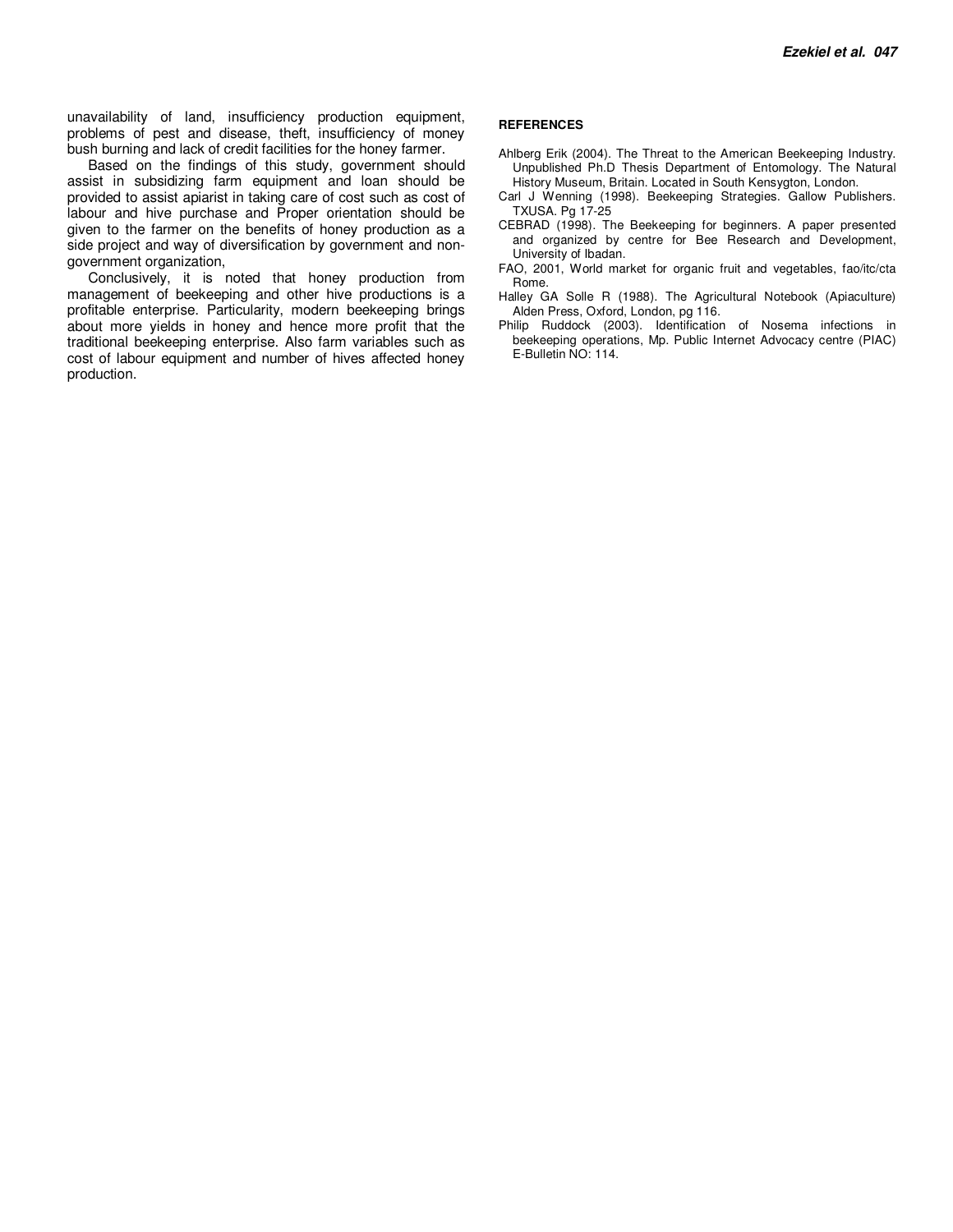unavailability of land, insufficiency production equipment, problems of pest and disease, theft, insufficiency of money bush burning and lack of credit facilities for the honey farmer.

Based on the findings of this study, government should assist in subsidizing farm equipment and loan should be provided to assist apiarist in taking care of cost such as cost of labour and hive purchase and Proper orientation should be given to the farmer on the benefits of honey production as a side project and way of diversification by government and non-government organization,

Conclusively, it is noted that honey production from management of beekeeping and other hive productions is a profitable enterprise. Particularity, modern beekeeping brings about more yields in honey and hence more profit that the traditional beekeeping enterprise. Also farm variables such as cost of labour equipment and number of hives affected honey production.

## REFERENCES

Ahlberg Erik (2004). The Threat to the American Beekeeping Industry. Unpublished Ph.D Thesis Department of Entomology. The Natural History Museum, Britain. Located in South Kensygton, London.

Carl J Wenning (1998). Beekeeping Strategies. Gallow Publishers. TXUSA. Pg 17-25

CEBRAD (1998). The Beekeeping for beginners. A paper presented and organized by centre for Bee Research and Development, University of Ibadan.

FAO, 2001, World market for organic fruit and vegetables, fao/itc/cta Rome.

Halley GA Solle R (1988). The Agricultural Notebook (Apiaculture) Alden Press, Oxford, London, pg 116.

Philip Ruddock (2003). Identification of Nosema infections in beekeeping operations, Mp. Public Internet Advocacy centre (PIAC) E-Bulletin NO: 114.